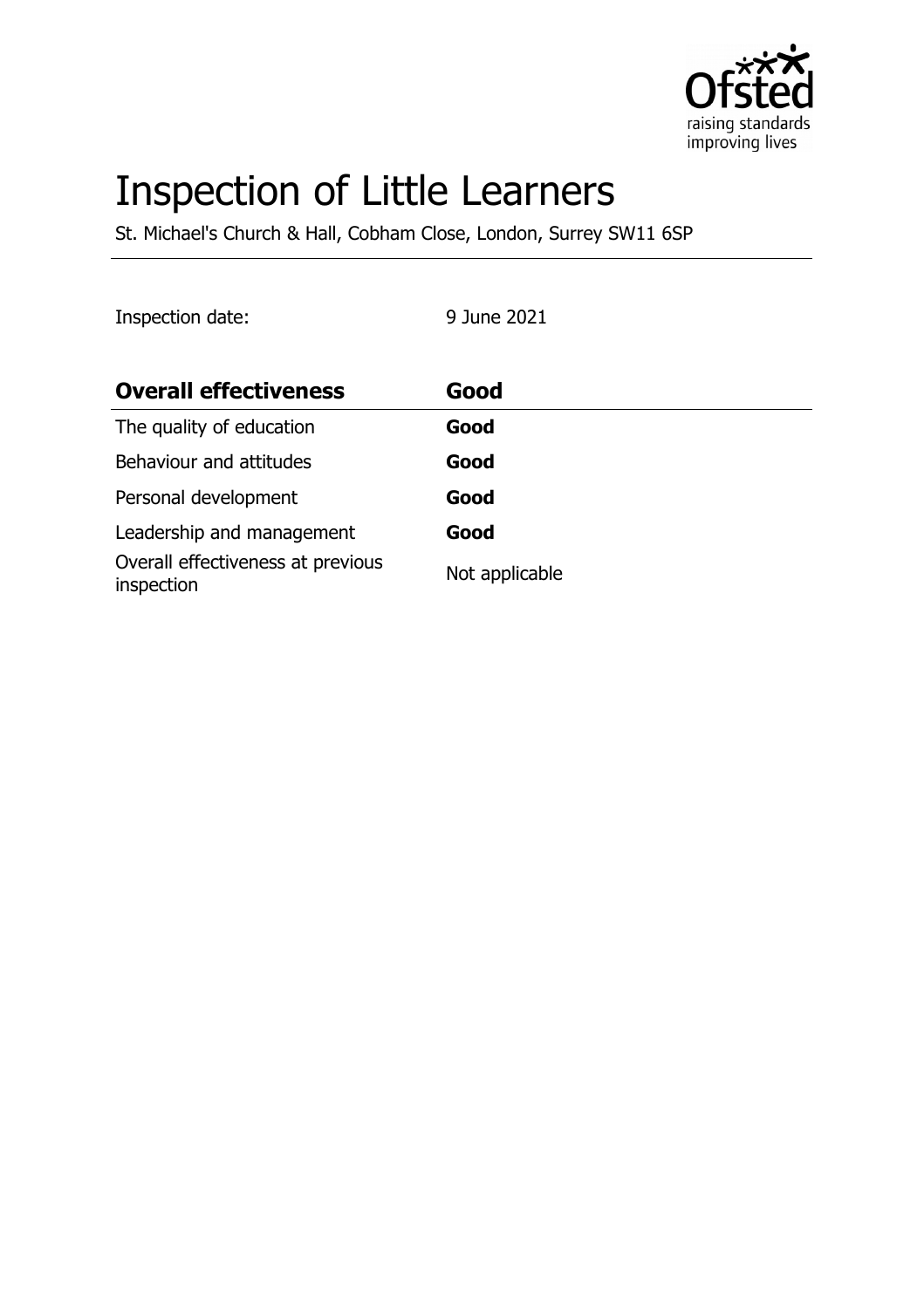# Inspection of Little Learners

St. Michael's Church & Hall, Cobham Close, London, Surrey SW11 6SP

Inspection date: 9 June 2021

| Overall effectiveness | Good |
|---|---|
| The quality of education | **Good** |
| Behaviour and attitudes | **Good** |
| Personal development | **Good** |
| Leadership and management | **Good** |
| Overall effectiveness at previous inspection | Not applicable |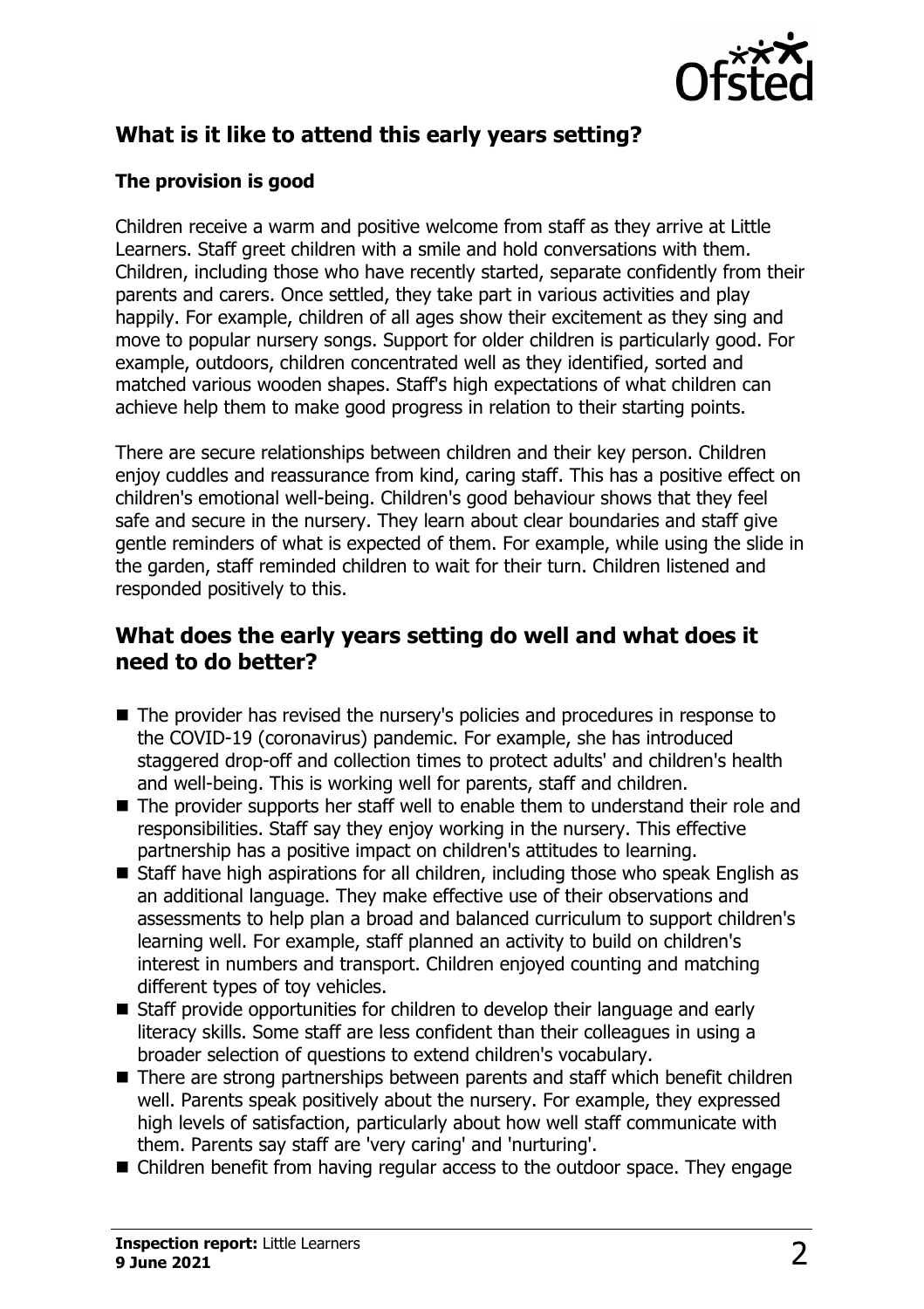## What is it like to attend this early years setting?

### The provision is good

Children receive a warm and positive welcome from staff as they arrive at Little Learners. Staff greet children with a smile and hold conversations with them. Children, including those who have recently started, separate confidently from their parents and carers. Once settled, they take part in various activities and play happily. For example, children of all ages show their excitement as they sing and move to popular nursery songs. Support for older children is particularly good. For example, outdoors, children concentrated well as they identified, sorted and matched various wooden shapes. Staff's high expectations of what children can achieve help them to make good progress in relation to their starting points.

There are secure relationships between children and their key person. Children enjoy cuddles and reassurance from kind, caring staff. This has a positive effect on children's emotional well-being. Children's good behaviour shows that they feel safe and secure in the nursery. They learn about clear boundaries and staff give gentle reminders of what is expected of them. For example, while using the slide in the garden, staff reminded children to wait for their turn. Children listened and responded positively to this.

## What does the early years setting do well and what does it need to do better?

- The provider has revised the nursery's policies and procedures in response to the COVID-19 (coronavirus) pandemic. For example, she has introduced staggered drop-off and collection times to protect adults' and children's health and well-being. This is working well for parents, staff and children.
- The provider supports her staff well to enable them to understand their role and responsibilities. Staff say they enjoy working in the nursery. This effective partnership has a positive impact on children's attitudes to learning.
- Staff have high aspirations for all children, including those who speak English as an additional language. They make effective use of their observations and assessments to help plan a broad and balanced curriculum to support children's learning well. For example, staff planned an activity to build on children's interest in numbers and transport. Children enjoyed counting and matching different types of toy vehicles.
- Staff provide opportunities for children to develop their language and early literacy skills. Some staff are less confident than their colleagues in using a broader selection of questions to extend children's vocabulary.
- There are strong partnerships between parents and staff which benefit children well. Parents speak positively about the nursery. For example, they expressed high levels of satisfaction, particularly about how well staff communicate with them. Parents say staff are 'very caring' and 'nurturing'.
- Children benefit from having regular access to the outdoor space. They engage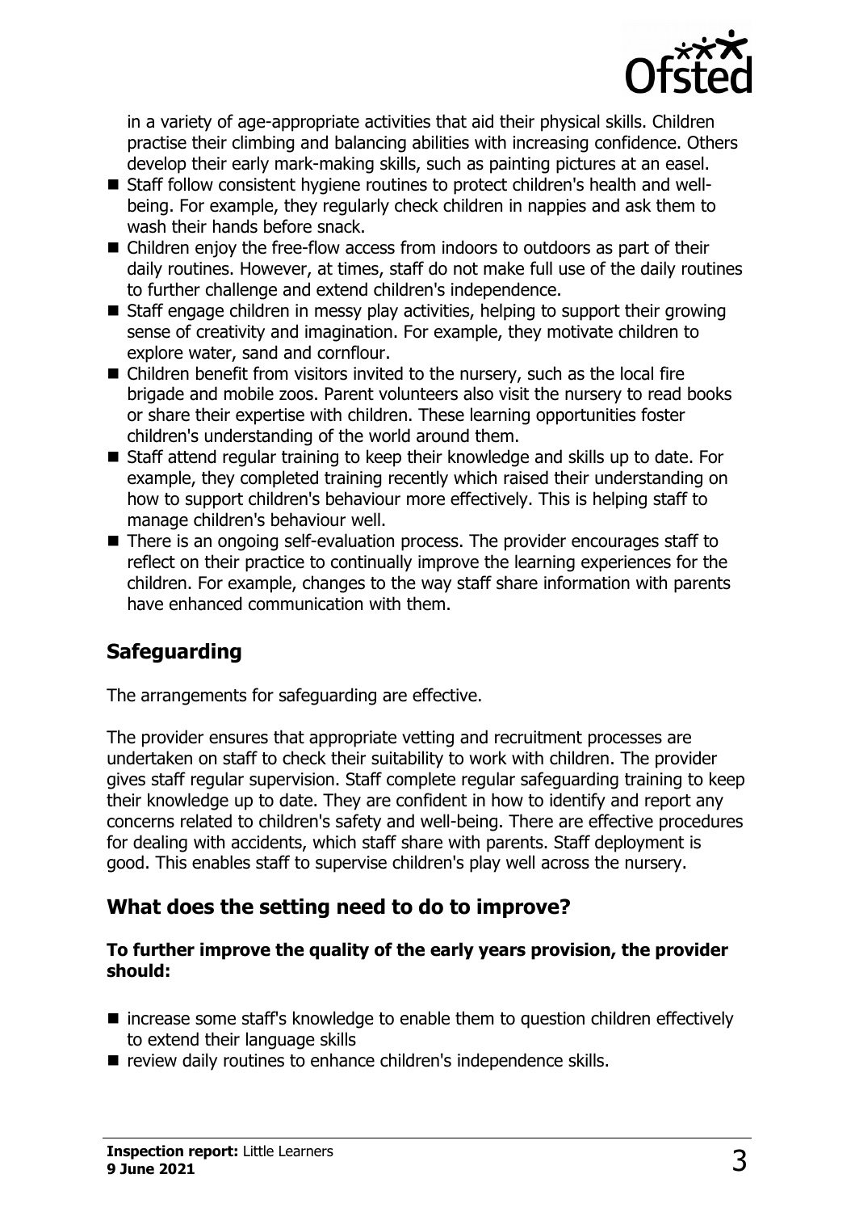in a variety of age-appropriate activities that aid their physical skills. Children practise their climbing and balancing abilities with increasing confidence. Others develop their early mark-making skills, such as painting pictures at an easel.

- Staff follow consistent hygiene routines to protect children's health and well-being. For example, they regularly check children in nappies and ask them to wash their hands before snack.
- Children enjoy the free-flow access from indoors to outdoors as part of their daily routines. However, at times, staff do not make full use of the daily routines to further challenge and extend children's independence.
- Staff engage children in messy play activities, helping to support their growing sense of creativity and imagination. For example, they motivate children to explore water, sand and cornflour.
- Children benefit from visitors invited to the nursery, such as the local fire brigade and mobile zoos. Parent volunteers also visit the nursery to read books or share their expertise with children. These learning opportunities foster children's understanding of the world around them.
- Staff attend regular training to keep their knowledge and skills up to date. For example, they completed training recently which raised their understanding on how to support children's behaviour more effectively. This is helping staff to manage children's behaviour well.
- There is an ongoing self-evaluation process. The provider encourages staff to reflect on their practice to continually improve the learning experiences for the children. For example, changes to the way staff share information with parents have enhanced communication with them.

## Safeguarding

The arrangements for safeguarding are effective.

The provider ensures that appropriate vetting and recruitment processes are undertaken on staff to check their suitability to work with children. The provider gives staff regular supervision. Staff complete regular safeguarding training to keep their knowledge up to date. They are confident in how to identify and report any concerns related to children's safety and well-being. There are effective procedures for dealing with accidents, which staff share with parents. Staff deployment is good. This enables staff to supervise children's play well across the nursery.

## What does the setting need to do to improve?

**To further improve the quality of the early years provision, the provider should:**

- increase some staff's knowledge to enable them to question children effectively to extend their language skills
- review daily routines to enhance children's independence skills.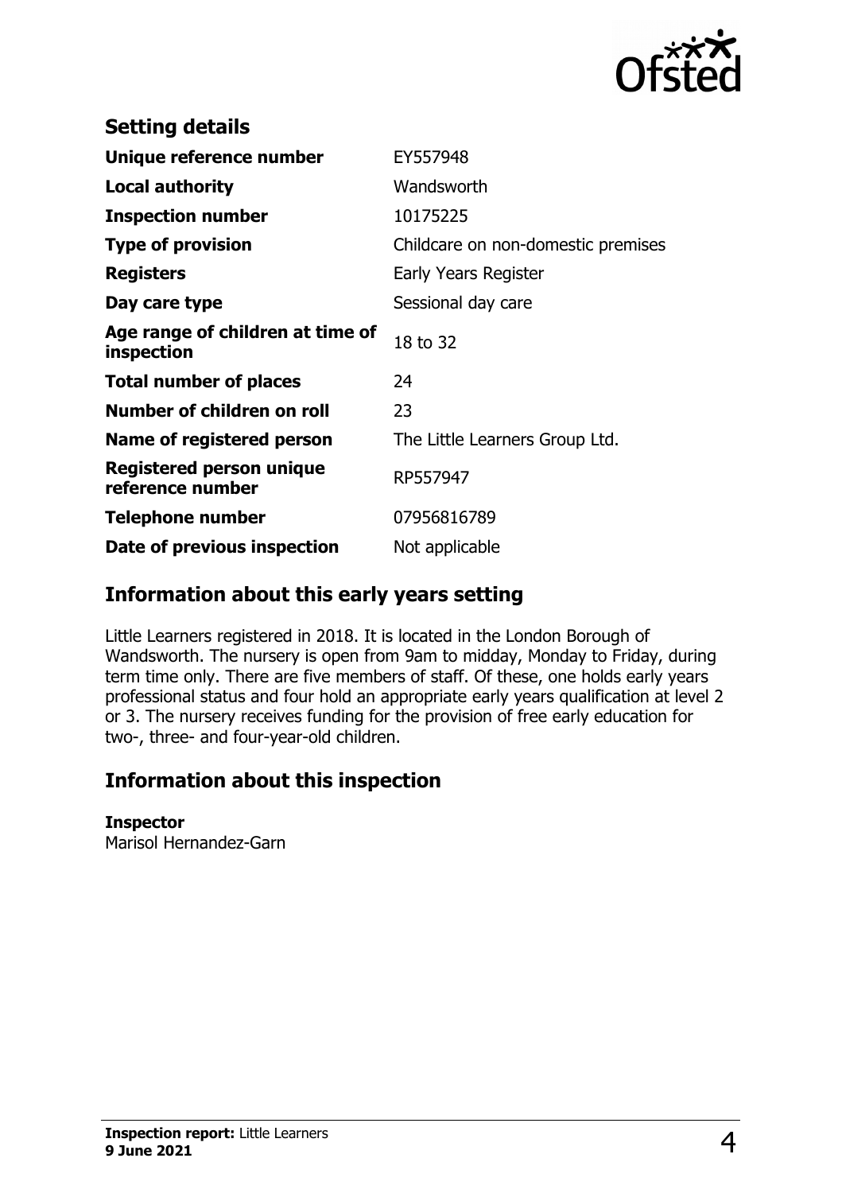## Setting details

| | |
|---|---|
| **Unique reference number** | EY557948 |
| **Local authority** | Wandsworth |
| **Inspection number** | 10175225 |
| **Type of provision** | Childcare on non-domestic premises |
| **Registers** | Early Years Register |
| **Day care type** | Sessional day care |
| **Age range of children at time of inspection** | 18 to 32 |
| **Total number of places** | 24 |
| **Number of children on roll** | 23 |
| **Name of registered person** | The Little Learners Group Ltd. |
| **Registered person unique reference number** | RP557947 |
| **Telephone number** | 07956816789 |
| **Date of previous inspection** | Not applicable |

## Information about this early years setting

Little Learners registered in 2018. It is located in the London Borough of Wandsworth. The nursery is open from 9am to midday, Monday to Friday, during term time only. There are five members of staff. Of these, one holds early years professional status and four hold an appropriate early years qualification at level 2 or 3. The nursery receives funding for the provision of free early education for two-, three- and four-year-old children.

## Information about this inspection

**Inspector**
Marisol Hernandez-Garn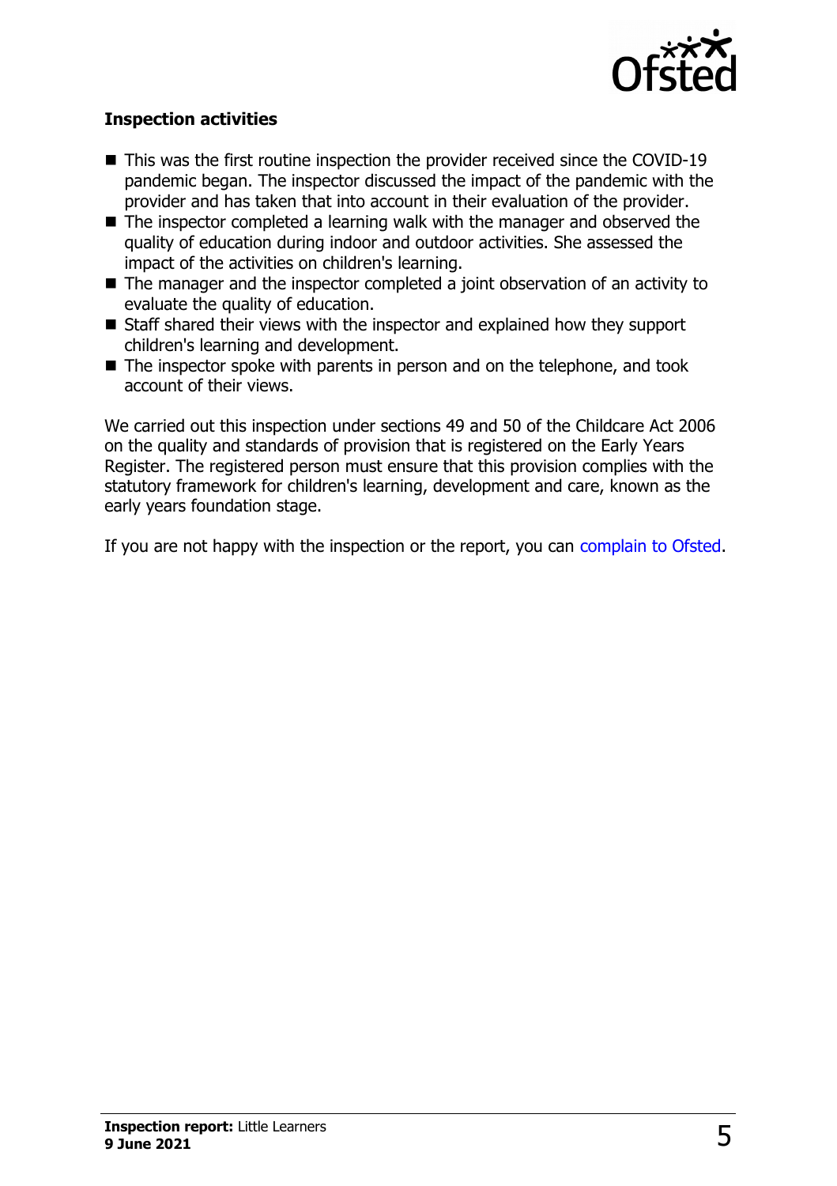**Inspection activities**

- This was the first routine inspection the provider received since the COVID-19 pandemic began. The inspector discussed the impact of the pandemic with the provider and has taken that into account in their evaluation of the provider.
- The inspector completed a learning walk with the manager and observed the quality of education during indoor and outdoor activities. She assessed the impact of the activities on children's learning.
- The manager and the inspector completed a joint observation of an activity to evaluate the quality of education.
- Staff shared their views with the inspector and explained how they support children's learning and development.
- The inspector spoke with parents in person and on the telephone, and took account of their views.

We carried out this inspection under sections 49 and 50 of the Childcare Act 2006 on the quality and standards of provision that is registered on the Early Years Register. The registered person must ensure that this provision complies with the statutory framework for children's learning, development and care, known as the early years foundation stage.

If you are not happy with the inspection or the report, you can complain to Ofsted.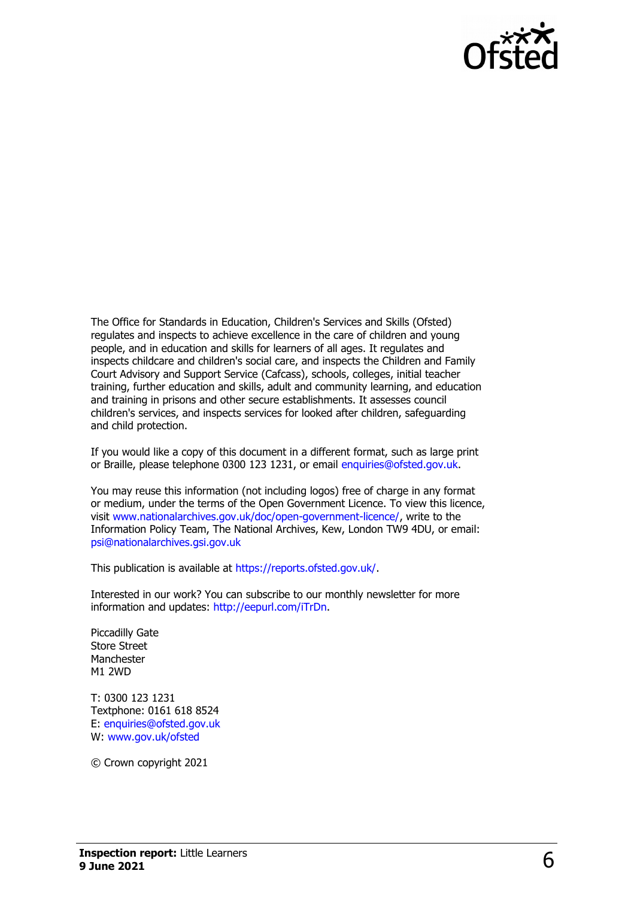The Office for Standards in Education, Children's Services and Skills (Ofsted) regulates and inspects to achieve excellence in the care of children and young people, and in education and skills for learners of all ages. It regulates and inspects childcare and children's social care, and inspects the Children and Family Court Advisory and Support Service (Cafcass), schools, colleges, initial teacher training, further education and skills, adult and community learning, and education and training in prisons and other secure establishments. It assesses council children's services, and inspects services for looked after children, safeguarding and child protection.

If you would like a copy of this document in a different format, such as large print or Braille, please telephone 0300 123 1231, or email enquiries@ofsted.gov.uk.

You may reuse this information (not including logos) free of charge in any format or medium, under the terms of the Open Government Licence. To view this licence, visit www.nationalarchives.gov.uk/doc/open-government-licence/, write to the Information Policy Team, The National Archives, Kew, London TW9 4DU, or email: psi@nationalarchives.gsi.gov.uk

This publication is available at https://reports.ofsted.gov.uk/.

Interested in our work? You can subscribe to our monthly newsletter for more information and updates: http://eepurl.com/iTrDn.

Piccadilly Gate
Store Street
Manchester
M1 2WD

T: 0300 123 1231
Textphone: 0161 618 8524
E: enquiries@ofsted.gov.uk
W: www.gov.uk/ofsted

© Crown copyright 2021